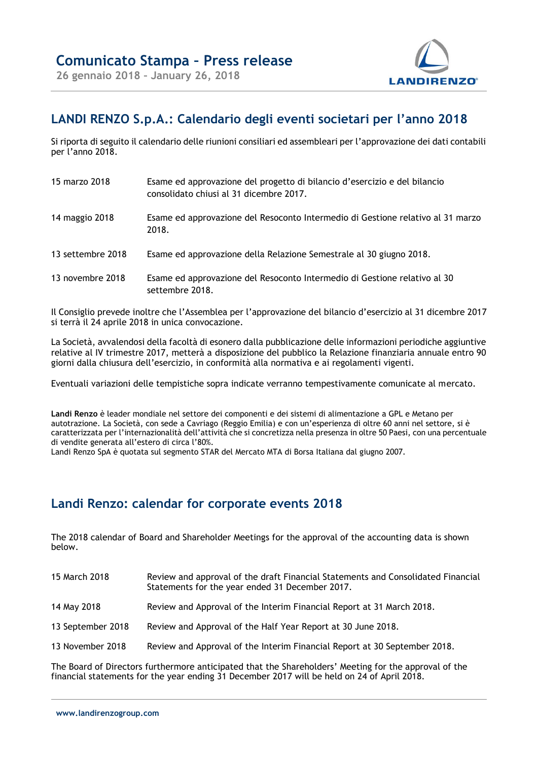# Comunicato Stampa – Press release

**26 gennaio 2018 – January 26, 2018**

## LANDI RENZO S.p.A.: Calendario degli eventi societari per l'anno 2018

Si riporta di seguito il calendario delle riunioni consiliari ed assembleari per l'approvazione dei dati contabili per l'anno 2018.

| | |
|---|---|
| 15 marzo 2018 | Esame ed approvazione del progetto di bilancio d'esercizio e del bilancio consolidato chiusi al 31 dicembre 2017. |
| 14 maggio 2018 | Esame ed approvazione del Resoconto Intermedio di Gestione relativo al 31 marzo 2018. |
| 13 settembre 2018 | Esame ed approvazione della Relazione Semestrale al 30 giugno 2018. |
| 13 novembre 2018 | Esame ed approvazione del Resoconto Intermedio di Gestione relativo al 30 settembre 2018. |

Il Consiglio prevede inoltre che l'Assemblea per l'approvazione del bilancio d'esercizio al 31 dicembre 2017 si terrà il 24 aprile 2018 in unica convocazione.

La Società, avvalendosi della facoltà di esonero dalla pubblicazione delle informazioni periodiche aggiuntive relative al IV trimestre 2017, metterà a disposizione del pubblico la Relazione finanziaria annuale entro 90 giorni dalla chiusura dell'esercizio, in conformità alla normativa e ai regolamenti vigenti.

Eventuali variazioni delle tempistiche sopra indicate verranno tempestivamente comunicate al mercato.

**Landi Renzo** è leader mondiale nel settore dei componenti e dei sistemi di alimentazione a GPL e Metano per autotrazione. La Società, con sede a Cavriago (Reggio Emilia) e con un'esperienza di oltre 60 anni nel settore, si è caratterizzata per l'internazionalità dell'attività che si concretizza nella presenza in oltre 50 Paesi, con una percentuale di vendite generata all'estero di circa l'80%.
Landi Renzo SpA è quotata sul segmento STAR del Mercato MTA di Borsa Italiana dal giugno 2007.

## Landi Renzo: calendar for corporate events 2018

The 2018 calendar of Board and Shareholder Meetings for the approval of the accounting data is shown below.

| | |
|---|---|
| 15 March 2018 | Review and approval of the draft Financial Statements and Consolidated Financial Statements for the year ended 31 December 2017. |
| 14 May 2018 | Review and Approval of the Interim Financial Report at 31 March 2018. |
| 13 September 2018 | Review and Approval of the Half Year Report at 30 June 2018. |
| 13 November 2018 | Review and Approval of the Interim Financial Report at 30 September 2018. |

The Board of Directors furthermore anticipated that the Shareholders' Meeting for the approval of the financial statements for the year ending 31 December 2017 will be held on 24 of April 2018.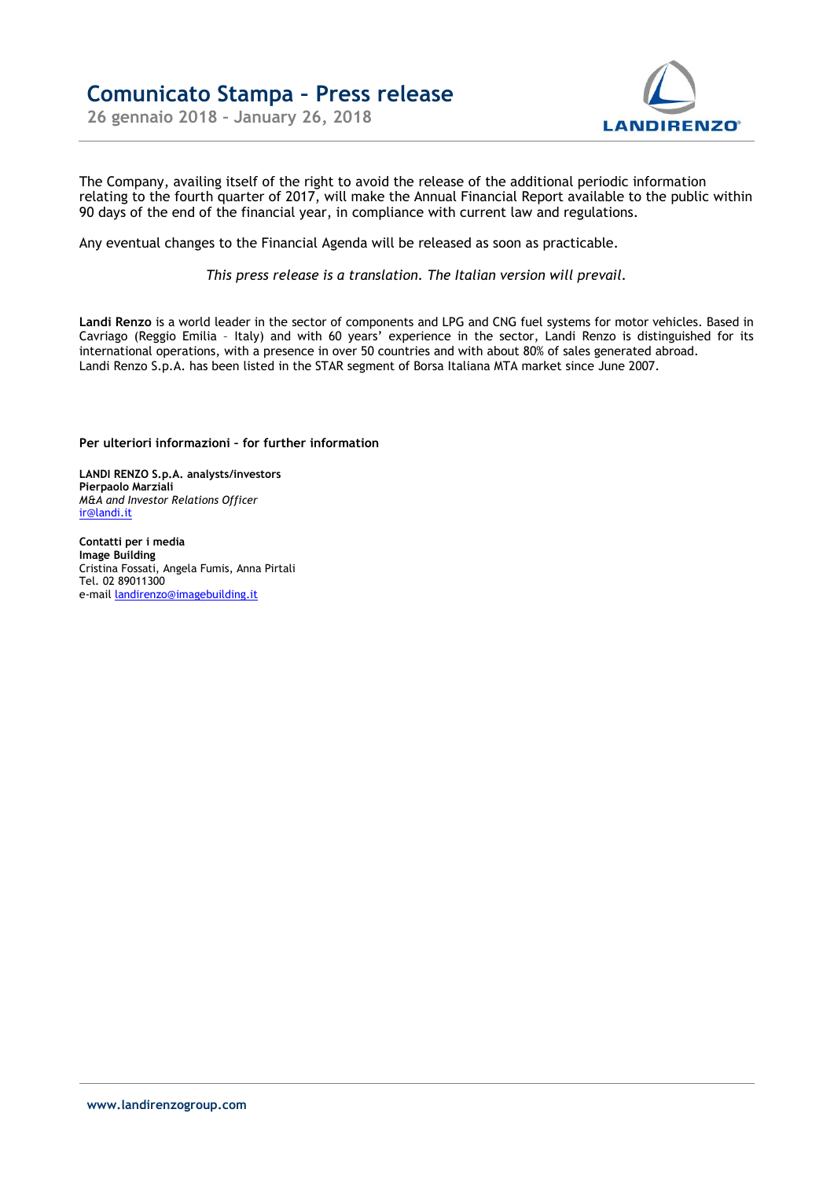The Company, availing itself of the right to avoid the release of the additional periodic information relating to the fourth quarter of 2017, will make the Annual Financial Report available to the public within 90 days of the end of the financial year, in compliance with current law and regulations.

Any eventual changes to the Financial Agenda will be released as soon as practicable.

*This press release is a translation. The Italian version will prevail.*

**Landi Renzo** is a world leader in the sector of components and LPG and CNG fuel systems for motor vehicles. Based in Cavriago (Reggio Emilia – Italy) and with 60 years' experience in the sector, Landi Renzo is distinguished for its international operations, with a presence in over 50 countries and with about 80% of sales generated abroad.
Landi Renzo S.p.A. has been listed in the STAR segment of Borsa Italiana MTA market since June 2007.

**Per ulteriori informazioni – for further information**

**LANDI RENZO S.p.A. analysts/investors**
**Pierpaolo Marziali**
*M&A and Investor Relations Officer*
ir@landi.it

**Contatti per i media**
**Image Building**
Cristina Fossati, Angela Fumis, Anna Pirtali
Tel. 02 89011300
e-mail landirenzo@imagebuilding.it